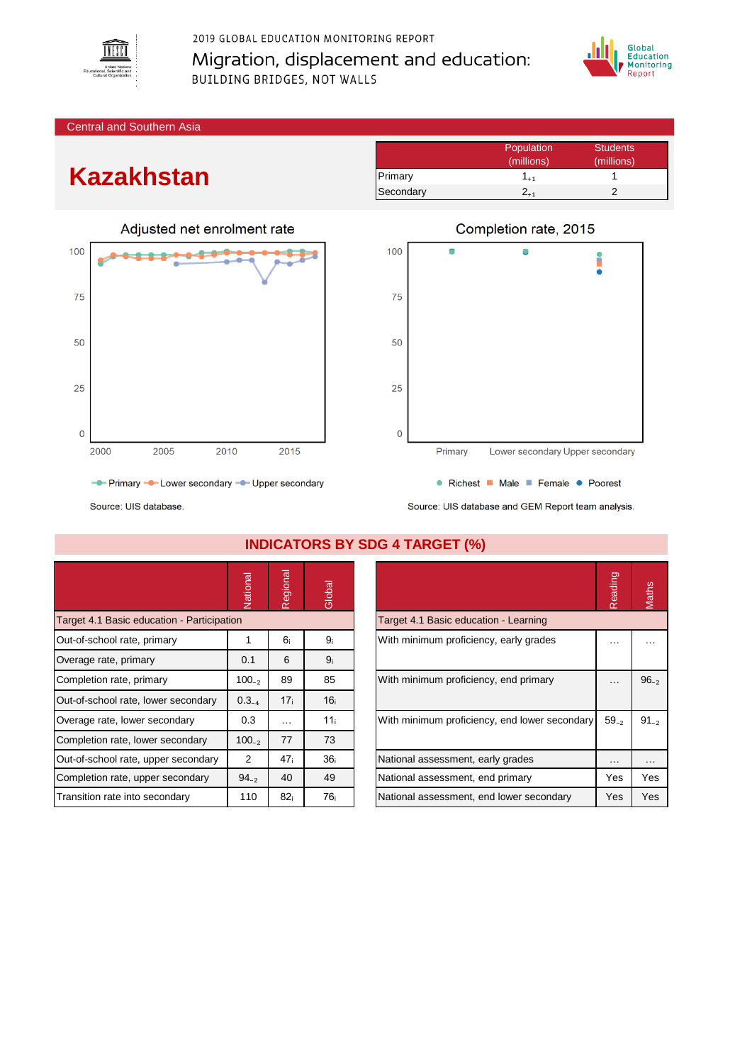2019 GLOBAL EDUCATION MONITORING REPORT

Migration, displacement and education:

BUILDING BRIDGES, NOT WALLS

Central and Southern Asia

# Kazakhstan

| | Population (millions) | Students (millions) |
|---|---|---|
| Primary | $1_{+1}$ | 1 |
| Secondary | $2_{+1}$ | 2 |

Adjusted net enrolment rate

Primary, Lower secondary, Upper secondary

Source: UIS database.

Completion rate, 2015

Richest, Male, Female, Poorest

Source: UIS database and GEM Report team analysis.

## INDICATORS BY SDG 4 TARGET (%)

| | National | Regional | Global |
|---|---|---|---|
| **Target 4.1 Basic education - Participation** | | | |
| Out-of-school rate, primary | 1 | $6_i$ | $9_i$ |
| Overage rate, primary | 0.1 | 6 | $9_i$ |
| Completion rate, primary | $100_{-2}$ | 89 | 85 |
| Out-of-school rate, lower secondary | $0.3_{-4}$ | $17_i$ | $16_i$ |
| Overage rate, lower secondary | 0.3 | … | $11_i$ |
| Completion rate, lower secondary | $100_{-2}$ | 77 | 73 |
| Out-of-school rate, upper secondary | 2 | $47_i$ | $36_i$ |
| Completion rate, upper secondary | $94_{-2}$ | 40 | 49 |
| Transition rate into secondary | 110 | $82_i$ | $76_i$ |

| | Reading | Maths |
|---|---|---|
| **Target 4.1 Basic education - Learning** | | |
| With minimum proficiency, early grades | … | … |
| With minimum proficiency, end primary | … | $96_{-2}$ |
| With minimum proficiency, end lower secondary | $59_{-2}$ | $91_{-2}$ |
| National assessment, early grades | … | … |
| National assessment, end primary | Yes | Yes |
| National assessment, end lower secondary | Yes | Yes |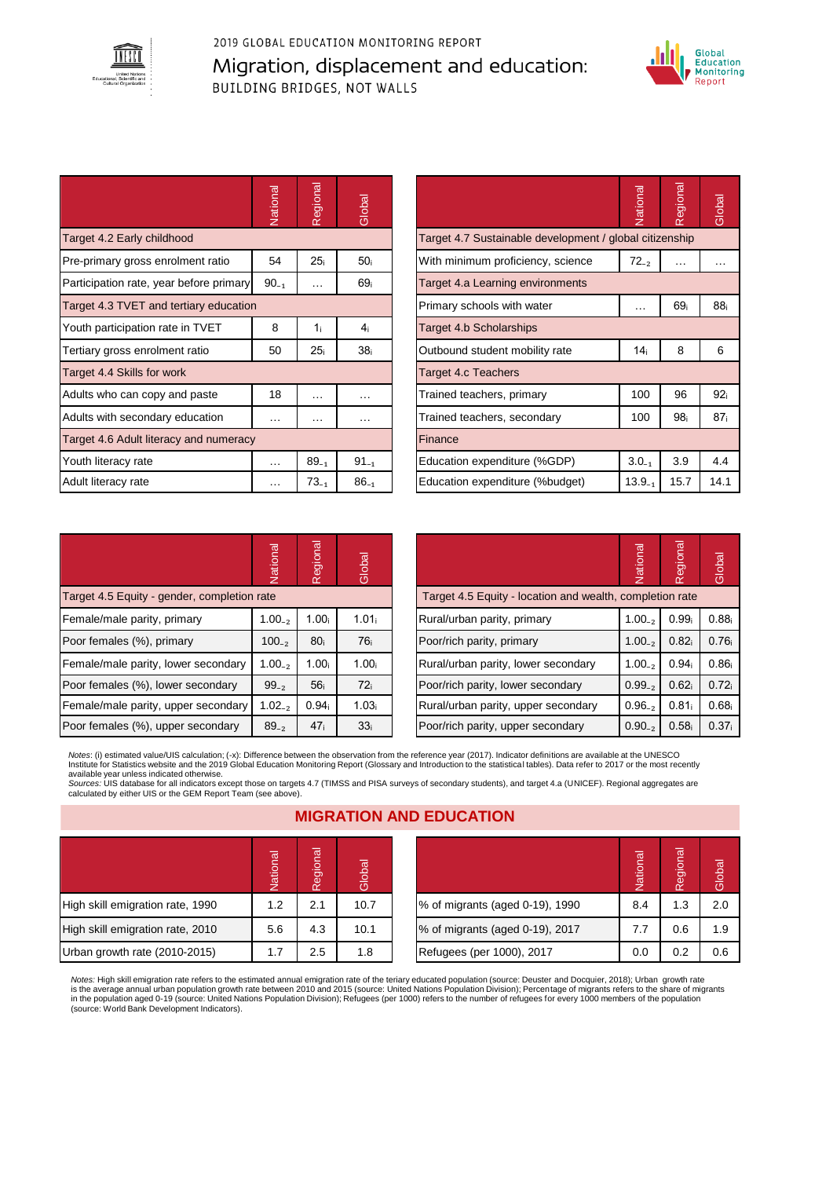| | National | Regional | Global |
|---|---|---|---|
| Target 4.2 Early childhood | | | |
| Pre-primary gross enrolment ratio | 54 | $25_i$ | $50_i$ |
| Participation rate, year before primary | $90_{-1}$ | … | $69_i$ |
| Target 4.3 TVET and tertiary education | | | |
| Youth participation rate in TVET | 8 | $1_i$ | $4_i$ |
| Tertiary gross enrolment ratio | 50 | $25_i$ | $38_i$ |
| Target 4.4 Skills for work | | | |
| Adults who can copy and paste | 18 | … | … |
| Adults with secondary education | … | … | … |
| Target 4.6 Adult literacy and numeracy | | | |
| Youth literacy rate | … | $89_{-1}$ | $91_{-1}$ |
| Adult literacy rate | … | $73_{-1}$ | $86_{-1}$ |

| | National | Regional | Global |
|---|---|---|---|
| Target 4.7 Sustainable development / global citizenship | | | |
| With minimum proficiency, science | $72_{-2}$ | … | … |
| Target 4.a Learning environments | | | |
| Primary schools with water | … | $69_i$ | $88_i$ |
| Target 4.b Scholarships | | | |
| Outbound student mobility rate | $14_i$ | 8 | 6 |
| Target 4.c Teachers | | | |
| Trained teachers, primary | 100 | 96 | $92_i$ |
| Trained teachers, secondary | 100 | $98_i$ | $87_i$ |
| Finance | | | |
| Education expenditure (%GDP) | $3.0_{-1}$ | 3.9 | 4.4 |
| Education expenditure (%budget) | $13.9_{-1}$ | 15.7 | 14.1 |

| | National | Regional | Global |
|---|---|---|---|
| Target 4.5 Equity - gender, completion rate | | | |
| Female/male parity, primary | $1.00_{-2}$ | $1.00_i$ | $1.01_i$ |
| Poor females (%), primary | $100_{-2}$ | $80_i$ | $76_i$ |
| Female/male parity, lower secondary | $1.00_{-2}$ | $1.00_i$ | $1.00_i$ |
| Poor females (%), lower secondary | $99_{-2}$ | $56_i$ | $72_i$ |
| Female/male parity, upper secondary | $1.02_{-2}$ | $0.94_i$ | $1.03_i$ |
| Poor females (%), upper secondary | $89_{-2}$ | $47_i$ | $33_i$ |

| | National | Regional | Global |
|---|---|---|---|
| Target 4.5 Equity - location and wealth, completion rate | | | |
| Rural/urban parity, primary | $1.00_{-2}$ | $0.99_i$ | $0.88_i$ |
| Poor/rich parity, primary | $1.00_{-2}$ | $0.82_i$ | $0.76_i$ |
| Rural/urban parity, lower secondary | $1.00_{-2}$ | $0.94_i$ | $0.86_i$ |
| Poor/rich parity, lower secondary | $0.99_{-2}$ | $0.62_i$ | $0.72_i$ |
| Rural/urban parity, upper secondary | $0.96_{-2}$ | $0.81_i$ | $0.68_i$ |
| Poor/rich parity, upper secondary | $0.90_{-2}$ | $0.58_i$ | $0.37_i$ |

*Notes*: (i) estimated value/UIS calculation; (-x): Difference between the observation from the reference year (2017). Indicator definitions are available at the UNESCO Institute for Statistics website and the 2019 Global Education Monitoring Report (Glossary and Introduction to the statistical tables). Data refer to 2017 or the most recently available year unless indicated otherwise.
*Sources*: UIS database for all indicators except those on targets 4.7 (TIMSS and PISA surveys of secondary students), and target 4.a (UNICEF). Regional aggregates are calculated by either UIS or the GEM Report Team (see above).

## MIGRATION AND EDUCATION

| | National | Regional | Global |
|---|---|---|---|
| High skill emigration rate, 1990 | 1.2 | 2.1 | 10.7 |
| High skill emigration rate, 2010 | 5.6 | 4.3 | 10.1 |
| Urban growth rate (2010-2015) | 1.7 | 2.5 | 1.8 |

| | National | Regional | Global |
|---|---|---|---|
| % of migrants (aged 0-19), 1990 | 8.4 | 1.3 | 2.0 |
| % of migrants (aged 0-19), 2017 | 7.7 | 0.6 | 1.9 |
| Refugees (per 1000), 2017 | 0.0 | 0.2 | 0.6 |

*Notes:* High skill emigration rate refers to the estimated annual emigration rate of the teriary educated population (source: Deuster and Docquier, 2018); Urban growth rate is the average annual urban population growth rate between 2010 and 2015 (source: United Nations Population Division); Percentage of migrants refers to the share of migrants in the population aged 0-19 (source: United Nations Population Division); Refugees (per 1000) refers to the number of refugees for every 1000 members of the population (source: World Bank Development Indicators).